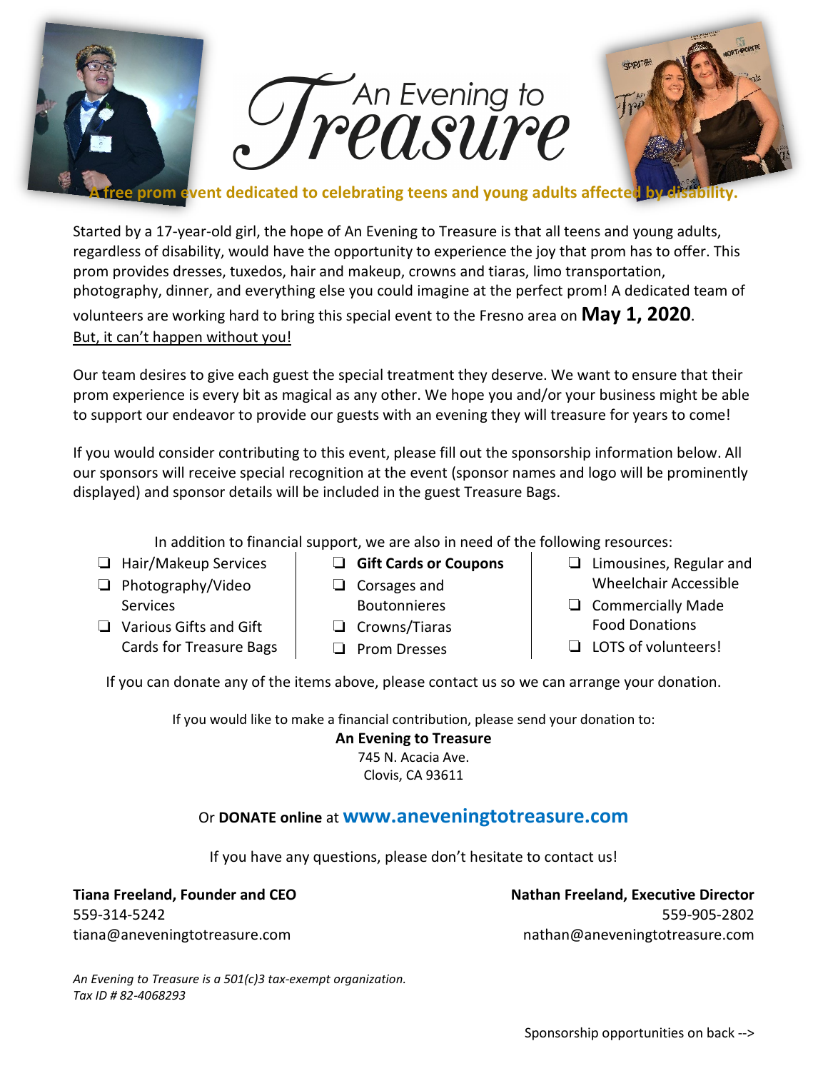# An Evening to Treasure

**A free prom event dedicated to celebrating teens and young adults affected by disability.**

Started by a 17-year-old girl, the hope of An Evening to Treasure is that all teens and young adults, regardless of disability, would have the opportunity to experience the joy that prom has to offer. This prom provides dresses, tuxedos, hair and makeup, crowns and tiaras, limo transportation, photography, dinner, and everything else you could imagine at the perfect prom! A dedicated team of volunteers are working hard to bring this special event to the Fresno area on **May 1, 2020**.
But, it can't happen without you!

Our team desires to give each guest the special treatment they deserve. We want to ensure that their prom experience is every bit as magical as any other. We hope you and/or your business might be able to support our endeavor to provide our guests with an evening they will treasure for years to come!

If you would consider contributing to this event, please fill out the sponsorship information below. All our sponsors will receive special recognition at the event (sponsor names and logo will be prominently displayed) and sponsor details will be included in the guest Treasure Bags.

In addition to financial support, we are also in need of the following resources:

- ❑ Hair/Makeup Services
- ❑ Photography/Video Services
- ❑ Various Gifts and Gift Cards for Treasure Bags
- ❑ **Gift Cards or Coupons**
- ❑ Corsages and Boutonnieres
- ❑ Crowns/Tiaras
- ❑ Prom Dresses
- ❑ Limousines, Regular and Wheelchair Accessible
- ❑ Commercially Made Food Donations
- ❑ LOTS of volunteers!

If you can donate any of the items above, please contact us so we can arrange your donation.

If you would like to make a financial contribution, please send your donation to:
**An Evening to Treasure**
745 N. Acacia Ave.
Clovis, CA 93611

Or **DONATE online** at **www.aneveningtotreasure.com**

If you have any questions, please don't hesitate to contact us!

**Tiana Freeland, Founder and CEO**
559-314-5242
tiana@aneveningtotreasure.com

**Nathan Freeland, Executive Director**
559-905-2802
nathan@aneveningtotreasure.com

*An Evening to Treasure is a 501(c)3 tax-exempt organization.*
*Tax ID # 82-4068293*

Sponsorship opportunities on back -->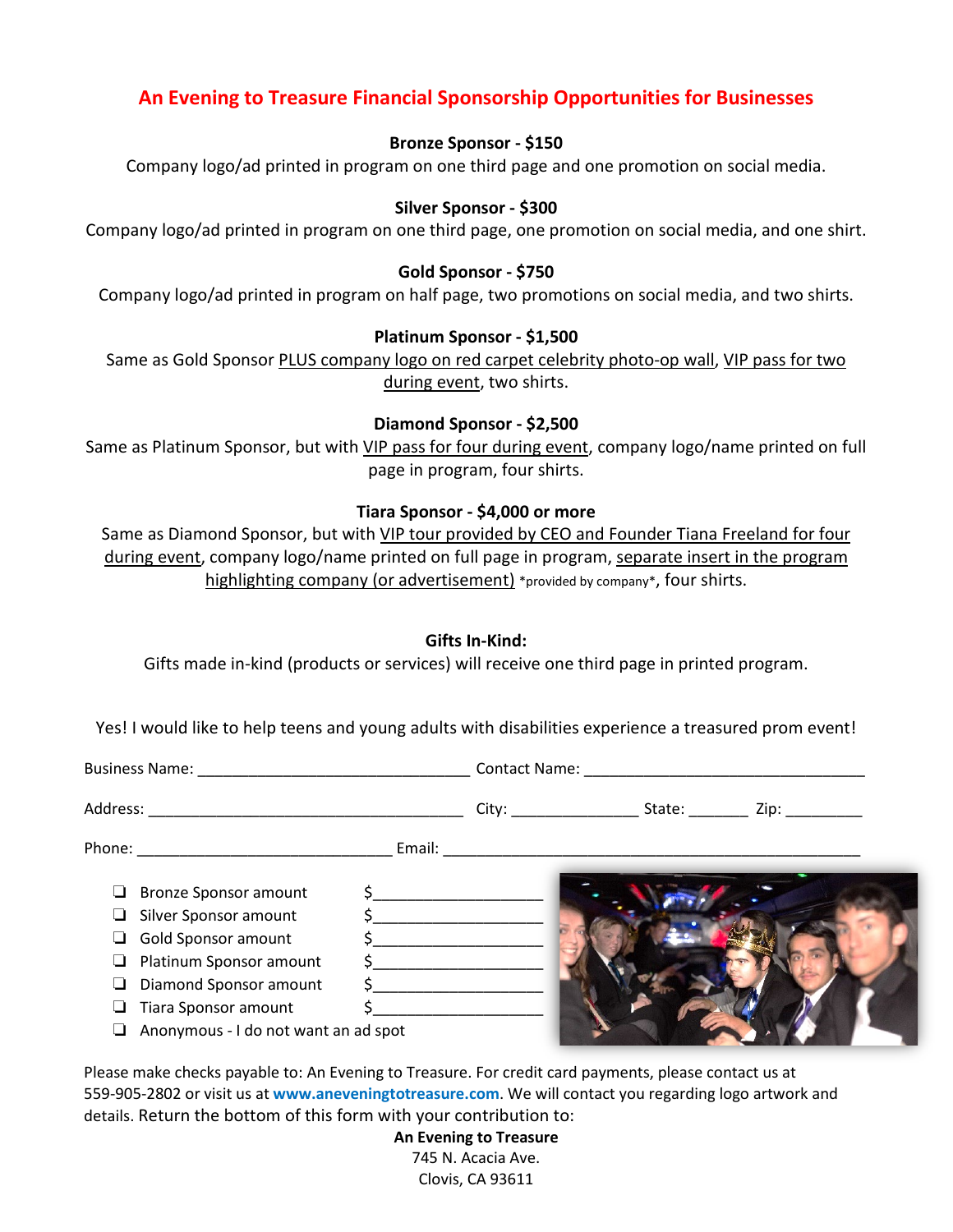## An Evening to Treasure Financial Sponsorship Opportunities for Businesses

**Bronze Sponsor - $150**

Company logo/ad printed in program on one third page and one promotion on social media.

**Silver Sponsor - $300**

Company logo/ad printed in program on one third page, one promotion on social media, and one shirt.

**Gold Sponsor - $750**

Company logo/ad printed in program on half page, two promotions on social media, and two shirts.

**Platinum Sponsor - $1,500**

Same as Gold Sponsor PLUS company logo on red carpet celebrity photo-op wall, VIP pass for two during event, two shirts.

**Diamond Sponsor - $2,500**

Same as Platinum Sponsor, but with VIP pass for four during event, company logo/name printed on full page in program, four shirts.

**Tiara Sponsor - $4,000 or more**

Same as Diamond Sponsor, but with VIP tour provided by CEO and Founder Tiana Freeland for four during event, company logo/name printed on full page in program, separate insert in the program highlighting company (or advertisement) *provided by company*, four shirts.

**Gifts In-Kind:**

Gifts made in-kind (products or services) will receive one third page in printed program.

Yes! I would like to help teens and young adults with disabilities experience a treasured prom event!

Business Name: ______________________________ Contact Name: ______________________________

Address: ____________________________________ City: ______________ State: _______ Zip: _________

Phone: ____________________________ Email: ______________________________________________

- ❑ Bronze Sponsor amount $____________________
- ❑ Silver Sponsor amount $____________________
- ❑ Gold Sponsor amount $____________________
- ❑ Platinum Sponsor amount $____________________
- ❑ Diamond Sponsor amount $____________________
- ❑ Tiara Sponsor amount $____________________
- ❑ Anonymous - I do not want an ad spot

Please make checks payable to: An Evening to Treasure. For credit card payments, please contact us at 559-905-2802 or visit us at www.aneveningtotreasure.com. We will contact you regarding logo artwork and details. Return the bottom of this form with your contribution to:

**An Evening to Treasure**
745 N. Acacia Ave.
Clovis, CA 93611